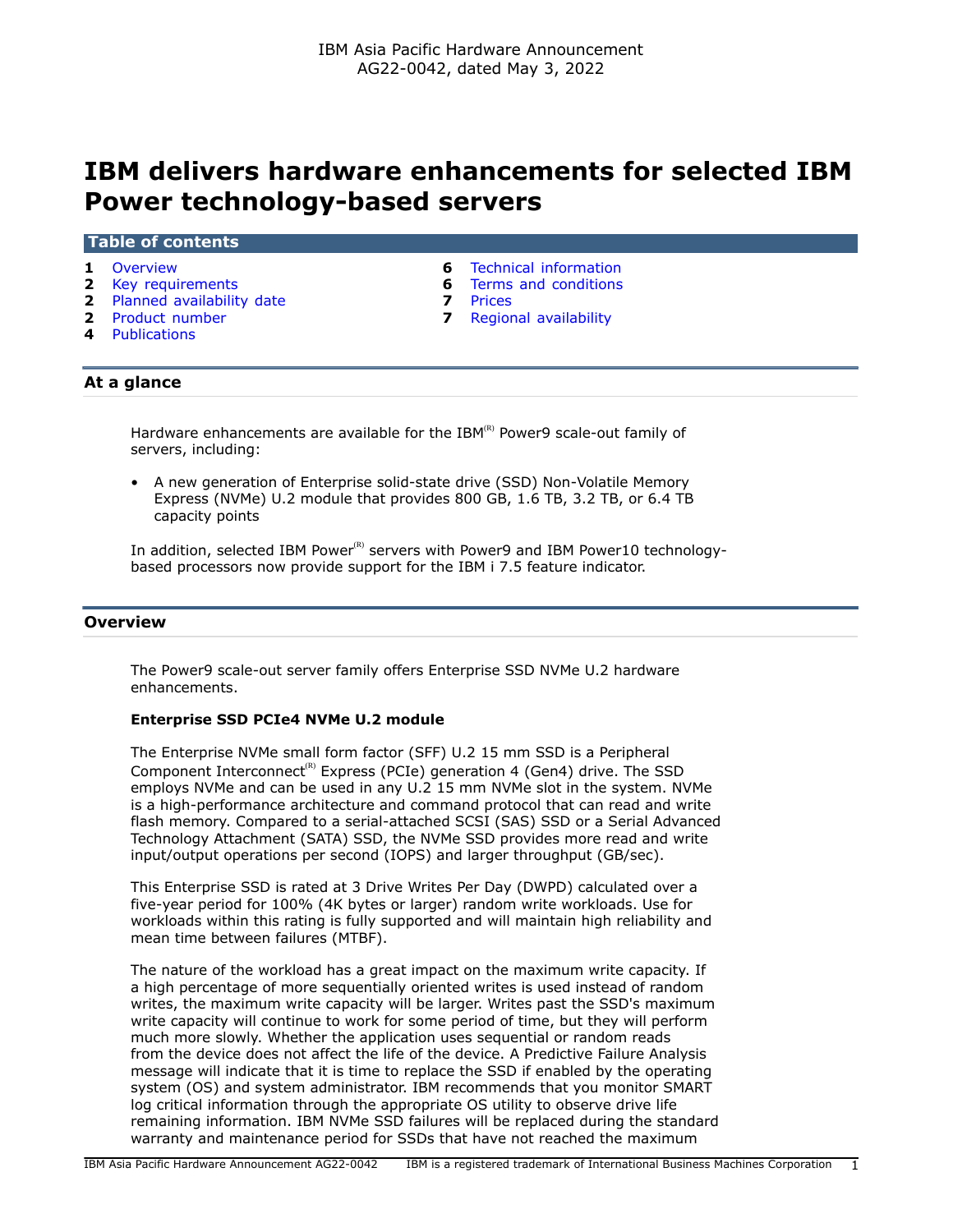IBM Asia Pacific Hardware Announcement
AG22-0042, dated May 3, 2022

# IBM delivers hardware enhancements for selected IBM Power technology-based servers

## Table of contents

- 1 Overview
- 2 Key requirements
- 2 Planned availability date
- 2 Product number
- 4 Publications
- 6 Technical information
- 6 Terms and conditions
- 7 Prices
- 7 Regional availability

## At a glance

Hardware enhancements are available for the IBM(R) Power9 scale-out family of servers, including:

- A new generation of Enterprise solid-state drive (SSD) Non-Volatile Memory Express (NVMe) U.2 module that provides 800 GB, 1.6 TB, 3.2 TB, or 6.4 TB capacity points

In addition, selected IBM Power(R) servers with Power9 and IBM Power10 technology-based processors now provide support for the IBM i 7.5 feature indicator.

## Overview

The Power9 scale-out server family offers Enterprise SSD NVMe U.2 hardware enhancements.

**Enterprise SSD PCIe4 NVMe U.2 module**

The Enterprise NVMe small form factor (SFF) U.2 15 mm SSD is a Peripheral Component Interconnect(R) Express (PCIe) generation 4 (Gen4) drive. The SSD employs NVMe and can be used in any U.2 15 mm NVMe slot in the system. NVMe is a high-performance architecture and command protocol that can read and write flash memory. Compared to a serial-attached SCSI (SAS) SSD or a Serial Advanced Technology Attachment (SATA) SSD, the NVMe SSD provides more read and write input/output operations per second (IOPS) and larger throughput (GB/sec).

This Enterprise SSD is rated at 3 Drive Writes Per Day (DWPD) calculated over a five-year period for 100% (4K bytes or larger) random write workloads. Use for workloads within this rating is fully supported and will maintain high reliability and mean time between failures (MTBF).

The nature of the workload has a great impact on the maximum write capacity. If a high percentage of more sequentially oriented writes is used instead of random writes, the maximum write capacity will be larger. Writes past the SSD's maximum write capacity will continue to work for some period of time, but they will perform much more slowly. Whether the application uses sequential or random reads from the device does not affect the life of the device. A Predictive Failure Analysis message will indicate that it is time to replace the SSD if enabled by the operating system (OS) and system administrator. IBM recommends that you monitor SMART log critical information through the appropriate OS utility to observe drive life remaining information. IBM NVMe SSD failures will be replaced during the standard warranty and maintenance period for SSDs that have not reached the maximum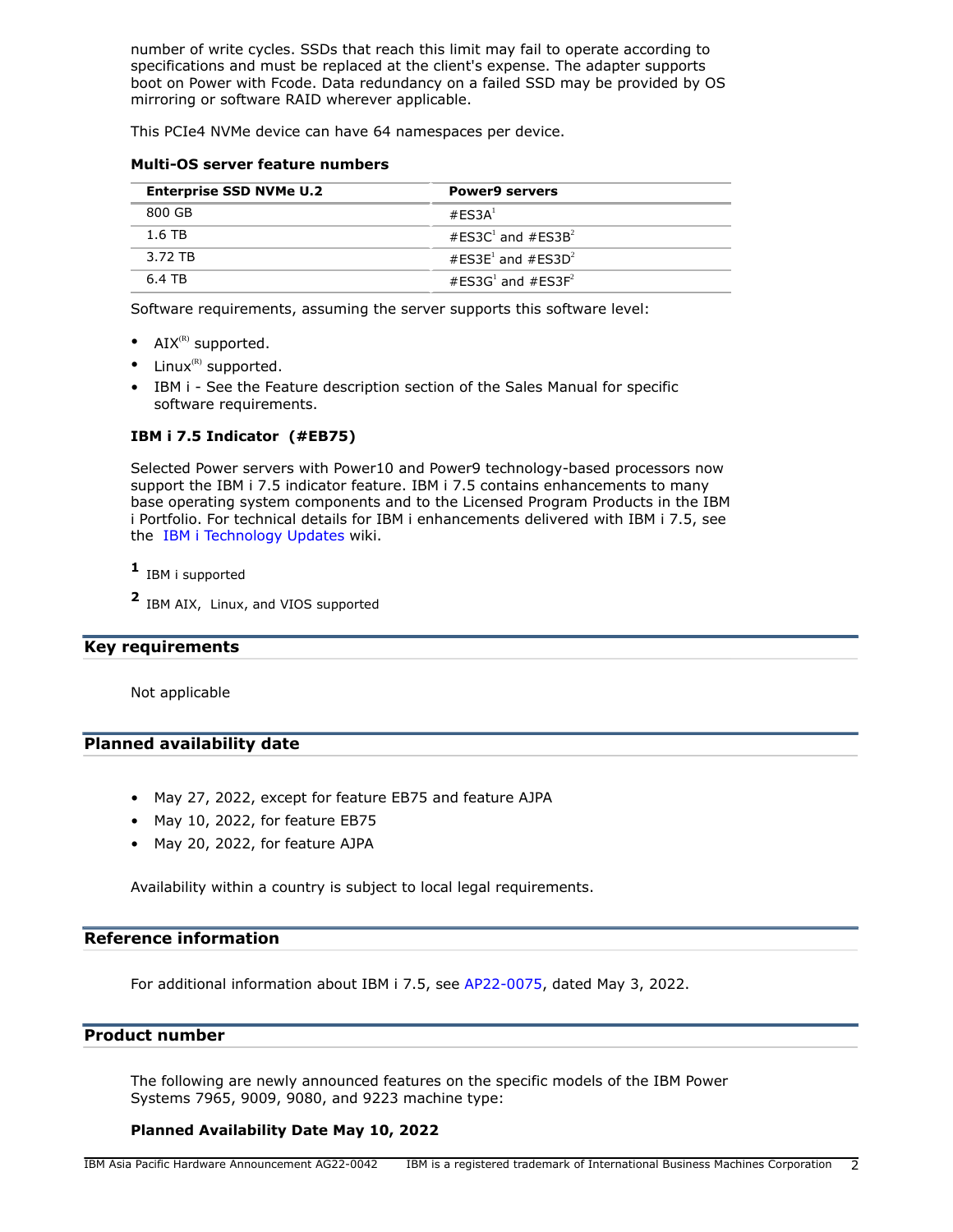number of write cycles. SSDs that reach this limit may fail to operate according to specifications and must be replaced at the client's expense. The adapter supports boot on Power with Fcode. Data redundancy on a failed SSD may be provided by OS mirroring or software RAID wherever applicable.

This PCIe4 NVMe device can have 64 namespaces per device.

**Multi-OS server feature numbers**

| Enterprise SSD NVMe U.2 | Power9 servers |
|---|---|
| 800 GB | #ES3A[1] |
| 1.6 TB | #ES3C[1] and #ES3B[2] |
| 3.72 TB | #ES3E[1] and #ES3D[2] |
| 6.4 TB | #ES3G[1] and #ES3F[2] |

Software requirements, assuming the server supports this software level:

- AIX(R) supported.
- Linux(R) supported.
- IBM i - See the Feature description section of the Sales Manual for specific software requirements.

**IBM i 7.5 Indicator (#EB75)**

Selected Power servers with Power10 and Power9 technology-based processors now support the IBM i 7.5 indicator feature. IBM i 7.5 contains enhancements to many base operating system components and to the Licensed Program Products in the IBM i Portfolio. For technical details for IBM i enhancements delivered with IBM i 7.5, see the IBM i Technology Updates wiki.

**1** IBM i supported

**2** IBM AIX, Linux, and VIOS supported

## Key requirements

Not applicable

## Planned availability date

- May 27, 2022, except for feature EB75 and feature AJPA
- May 10, 2022, for feature EB75
- May 20, 2022, for feature AJPA

Availability within a country is subject to local legal requirements.

## Reference information

For additional information about IBM i 7.5, see AP22-0075, dated May 3, 2022.

## Product number

The following are newly announced features on the specific models of the IBM Power Systems 7965, 9009, 9080, and 9223 machine type:

**Planned Availability Date May 10, 2022**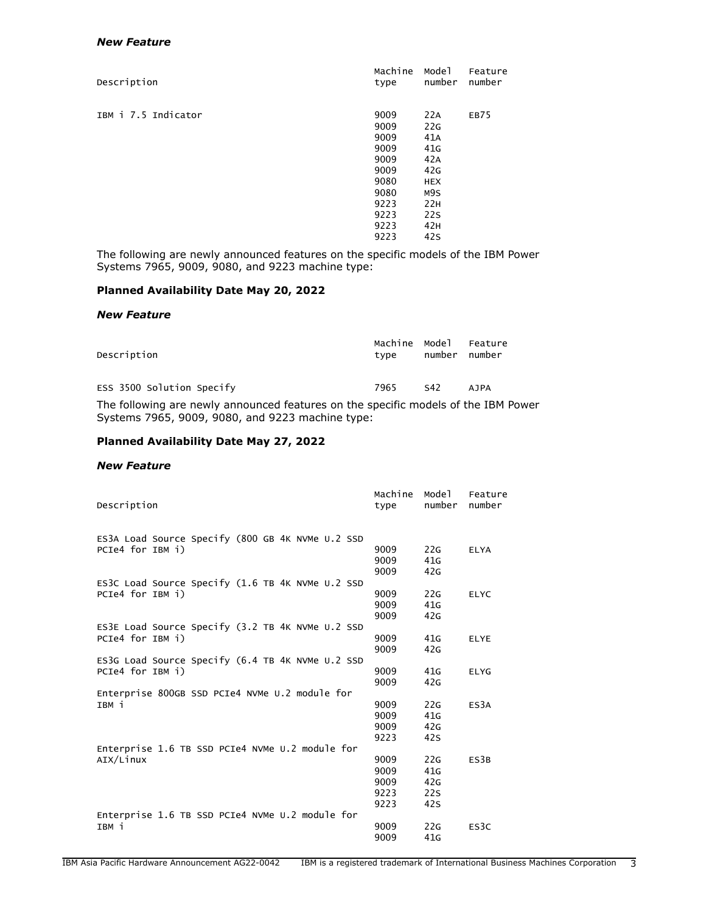*New Feature*

| Description | Machine type | Model number | Feature number |
|---|---|---|---|
| IBM i 7.5 Indicator | 9009 | 22A | EB75 |
| | 9009 | 22G | |
| | 9009 | 41A | |
| | 9009 | 41G | |
| | 9009 | 42A | |
| | 9009 | 42G | |
| | 9080 | HEX | |
| | 9080 | M9S | |
| | 9223 | 22H | |
| | 9223 | 22S | |
| | 9223 | 42H | |
| | 9223 | 42S | |

The following are newly announced features on the specific models of the IBM Power Systems 7965, 9009, 9080, and 9223 machine type:

**Planned Availability Date May 20, 2022**

*New Feature*

| Description | Machine type | Model number | Feature number |
|---|---|---|---|
| ESS 3500 Solution Specify | 7965 | S42 | AJPA |

The following are newly announced features on the specific models of the IBM Power Systems 7965, 9009, 9080, and 9223 machine type:

**Planned Availability Date May 27, 2022**

*New Feature*

| Description | Machine type | Model number | Feature number |
|---|---|---|---|
| ES3A Load Source Specify (800 GB 4K NVMe U.2 SSD PCIe4 for IBM i) | 9009 | 22G | ELYA |
| | 9009 | 41G | |
| | 9009 | 42G | |
| ES3C Load Source Specify (1.6 TB 4K NVMe U.2 SSD PCIe4 for IBM i) | 9009 | 22G | ELYC |
| | 9009 | 41G | |
| | 9009 | 42G | |
| ES3E Load Source Specify (3.2 TB 4K NVMe U.2 SSD PCIe4 for IBM i) | 9009 | 41G | ELYE |
| | 9009 | 42G | |
| ES3G Load Source Specify (6.4 TB 4K NVMe U.2 SSD PCIe4 for IBM i) | 9009 | 41G | ELYG |
| | 9009 | 42G | |
| Enterprise 800GB SSD PCIe4 NVMe U.2 module for IBM i | 9009 | 22G | ES3A |
| | 9009 | 41G | |
| | 9009 | 42G | |
| | 9223 | 42S | |
| Enterprise 1.6 TB SSD PCIe4 NVMe U.2 module for AIX/Linux | 9009 | 22G | ES3B |
| | 9009 | 41G | |
| | 9009 | 42G | |
| | 9223 | 22S | |
| | 9223 | 42S | |
| Enterprise 1.6 TB SSD PCIe4 NVMe U.2 module for IBM i | 9009 | 22G | ES3C |
| | 9009 | 41G | |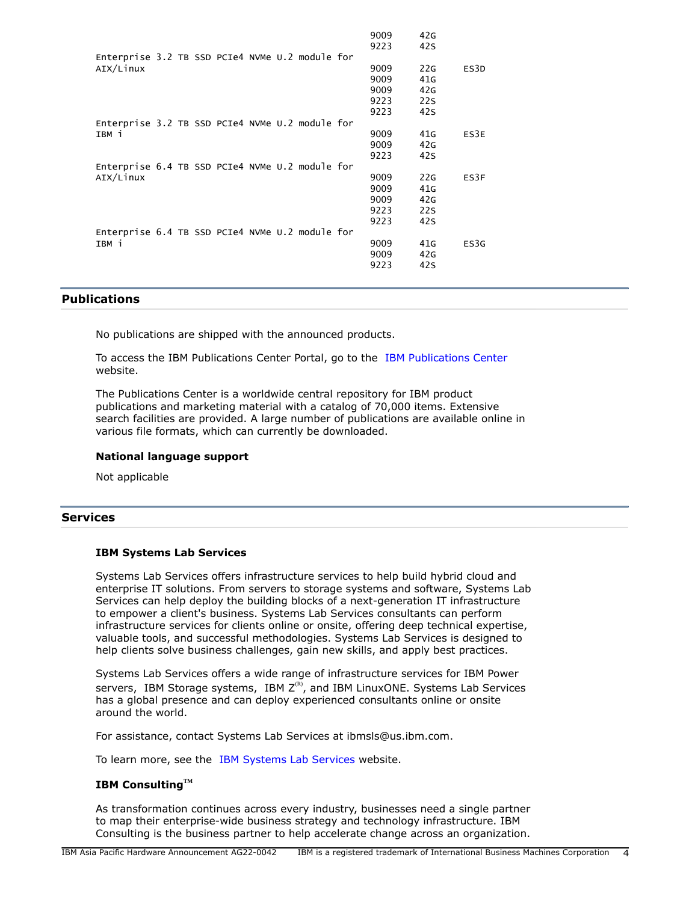| Description | Machine type | Model | Feature |
|---|---|---|---|
| | 9009 | 42G | |
| | 9223 | 42S | |
| Enterprise 3.2 TB SSD PCIe4 NVMe U.2 module for AIX/Linux | 9009 | 22G | ES3D |
| | 9009 | 41G | |
| | 9009 | 42G | |
| | 9223 | 22S | |
| | 9223 | 42S | |
| Enterprise 3.2 TB SSD PCIe4 NVMe U.2 module for IBM i | 9009 | 41G | ES3E |
| | 9009 | 42G | |
| | 9223 | 42S | |
| Enterprise 6.4 TB SSD PCIe4 NVMe U.2 module for AIX/Linux | 9009 | 22G | ES3F |
| | 9009 | 41G | |
| | 9009 | 42G | |
| | 9223 | 22S | |
| | 9223 | 42S | |
| Enterprise 6.4 TB SSD PCIe4 NVMe U.2 module for IBM i | 9009 | 41G | ES3G |
| | 9009 | 42G | |
| | 9223 | 42S | |

## Publications

No publications are shipped with the announced products.

To access the IBM Publications Center Portal, go to the IBM Publications Center website.

The Publications Center is a worldwide central repository for IBM product publications and marketing material with a catalog of 70,000 items. Extensive search facilities are provided. A large number of publications are available online in various file formats, which can currently be downloaded.

### National language support

Not applicable

## Services

### IBM Systems Lab Services

Systems Lab Services offers infrastructure services to help build hybrid cloud and enterprise IT solutions. From servers to storage systems and software, Systems Lab Services can help deploy the building blocks of a next-generation IT infrastructure to empower a client's business. Systems Lab Services consultants can perform infrastructure services for clients online or onsite, offering deep technical expertise, valuable tools, and successful methodologies. Systems Lab Services is designed to help clients solve business challenges, gain new skills, and apply best practices.

Systems Lab Services offers a wide range of infrastructure services for IBM Power servers, IBM Storage systems, IBM Z(R), and IBM LinuxONE. Systems Lab Services has a global presence and can deploy experienced consultants online or onsite around the world.

For assistance, contact Systems Lab Services at ibmsls@us.ibm.com.

To learn more, see the IBM Systems Lab Services website.

### IBM Consulting(TM)

As transformation continues across every industry, businesses need a single partner to map their enterprise-wide business strategy and technology infrastructure. IBM Consulting is the business partner to help accelerate change across an organization.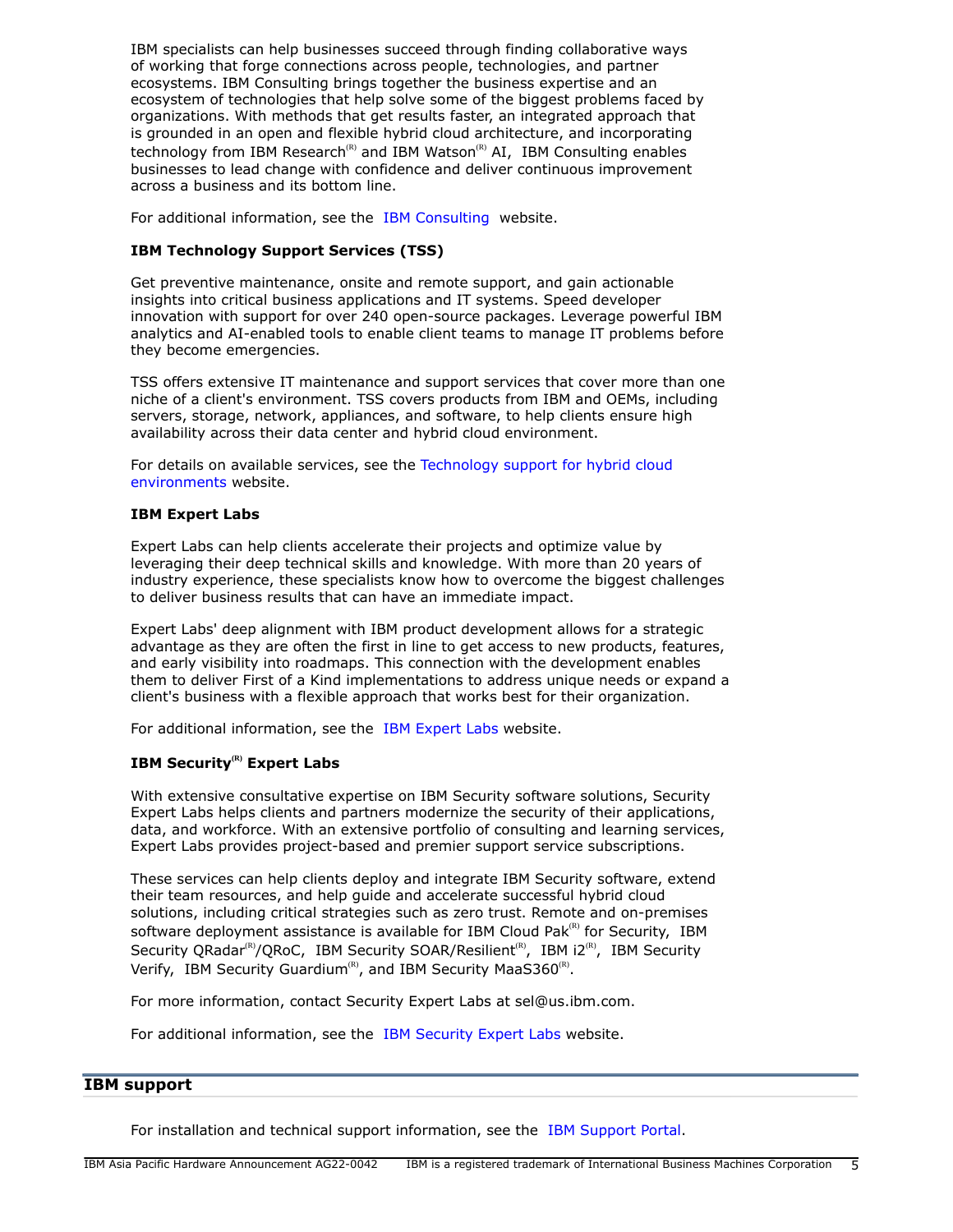IBM specialists can help businesses succeed through finding collaborative ways of working that forge connections across people, technologies, and partner ecosystems. IBM Consulting brings together the business expertise and an ecosystem of technologies that help solve some of the biggest problems faced by organizations. With methods that get results faster, an integrated approach that is grounded in an open and flexible hybrid cloud architecture, and incorporating technology from IBM Research(R) and IBM Watson(R) AI, IBM Consulting enables businesses to lead change with confidence and deliver continuous improvement across a business and its bottom line.

For additional information, see the IBM Consulting website.

**IBM Technology Support Services (TSS)**

Get preventive maintenance, onsite and remote support, and gain actionable insights into critical business applications and IT systems. Speed developer innovation with support for over 240 open-source packages. Leverage powerful IBM analytics and AI-enabled tools to enable client teams to manage IT problems before they become emergencies.

TSS offers extensive IT maintenance and support services that cover more than one niche of a client's environment. TSS covers products from IBM and OEMs, including servers, storage, network, appliances, and software, to help clients ensure high availability across their data center and hybrid cloud environment.

For details on available services, see the Technology support for hybrid cloud environments website.

**IBM Expert Labs**

Expert Labs can help clients accelerate their projects and optimize value by leveraging their deep technical skills and knowledge. With more than 20 years of industry experience, these specialists know how to overcome the biggest challenges to deliver business results that can have an immediate impact.

Expert Labs' deep alignment with IBM product development allows for a strategic advantage as they are often the first in line to get access to new products, features, and early visibility into roadmaps. This connection with the development enables them to deliver First of a Kind implementations to address unique needs or expand a client's business with a flexible approach that works best for their organization.

For additional information, see the IBM Expert Labs website.

**IBM Security(R) Expert Labs**

With extensive consultative expertise on IBM Security software solutions, Security Expert Labs helps clients and partners modernize the security of their applications, data, and workforce. With an extensive portfolio of consulting and learning services, Expert Labs provides project-based and premier support service subscriptions.

These services can help clients deploy and integrate IBM Security software, extend their team resources, and help guide and accelerate successful hybrid cloud solutions, including critical strategies such as zero trust. Remote and on-premises software deployment assistance is available for IBM Cloud Pak(R) for Security, IBM Security QRadar(R)/QRoC, IBM Security SOAR/Resilient(R), IBM i2(R), IBM Security Verify, IBM Security Guardium(R), and IBM Security MaaS360(R).

For more information, contact Security Expert Labs at sel@us.ibm.com.

For additional information, see the IBM Security Expert Labs website.

## IBM support

For installation and technical support information, see the IBM Support Portal.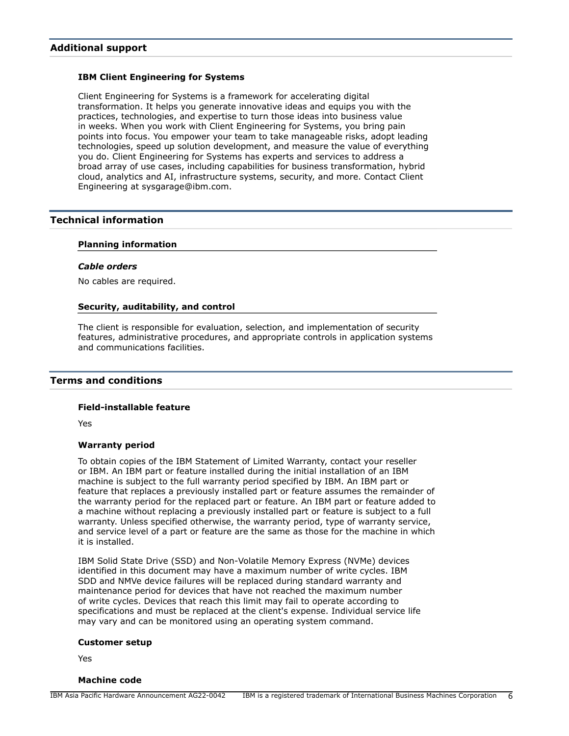## Additional support

### IBM Client Engineering for Systems

Client Engineering for Systems is a framework for accelerating digital transformation. It helps you generate innovative ideas and equips you with the practices, technologies, and expertise to turn those ideas into business value in weeks. When you work with Client Engineering for Systems, you bring pain points into focus. You empower your team to take manageable risks, adopt leading technologies, speed up solution development, and measure the value of everything you do. Client Engineering for Systems has experts and services to address a broad array of use cases, including capabilities for business transformation, hybrid cloud, analytics and AI, infrastructure systems, security, and more. Contact Client Engineering at sysgarage@ibm.com.

## Technical information

### Planning information

*Cable orders*

No cables are required.

### Security, auditability, and control

The client is responsible for evaluation, selection, and implementation of security features, administrative procedures, and appropriate controls in application systems and communications facilities.

## Terms and conditions

### Field-installable feature

Yes

### Warranty period

To obtain copies of the IBM Statement of Limited Warranty, contact your reseller or IBM. An IBM part or feature installed during the initial installation of an IBM machine is subject to the full warranty period specified by IBM. An IBM part or feature that replaces a previously installed part or feature assumes the remainder of the warranty period for the replaced part or feature. An IBM part or feature added to a machine without replacing a previously installed part or feature is subject to a full warranty. Unless specified otherwise, the warranty period, type of warranty service, and service level of a part or feature are the same as those for the machine in which it is installed.

IBM Solid State Drive (SSD) and Non-Volatile Memory Express (NVMe) devices identified in this document may have a maximum number of write cycles. IBM SDD and NMVe device failures will be replaced during standard warranty and maintenance period for devices that have not reached the maximum number of write cycles. Devices that reach this limit may fail to operate according to specifications and must be replaced at the client's expense. Individual service life may vary and can be monitored using an operating system command.

### Customer setup

Yes

### Machine code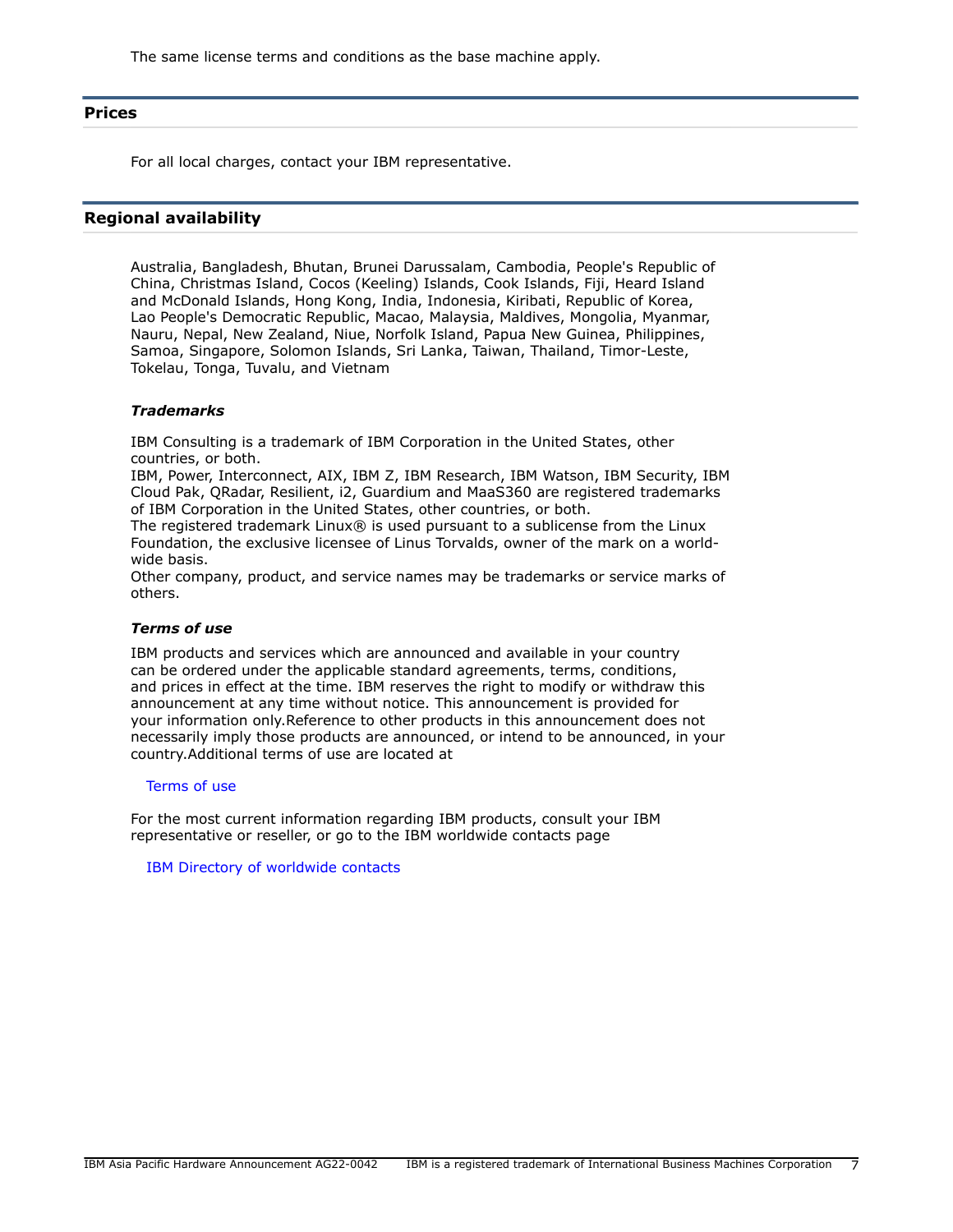The same license terms and conditions as the base machine apply.

## Prices

For all local charges, contact your IBM representative.

## Regional availability

Australia, Bangladesh, Bhutan, Brunei Darussalam, Cambodia, People's Republic of China, Christmas Island, Cocos (Keeling) Islands, Cook Islands, Fiji, Heard Island and McDonald Islands, Hong Kong, India, Indonesia, Kiribati, Republic of Korea, Lao People's Democratic Republic, Macao, Malaysia, Maldives, Mongolia, Myanmar, Nauru, Nepal, New Zealand, Niue, Norfolk Island, Papua New Guinea, Philippines, Samoa, Singapore, Solomon Islands, Sri Lanka, Taiwan, Thailand, Timor-Leste, Tokelau, Tonga, Tuvalu, and Vietnam

### *Trademarks*

IBM Consulting is a trademark of IBM Corporation in the United States, other countries, or both.
IBM, Power, Interconnect, AIX, IBM Z, IBM Research, IBM Watson, IBM Security, IBM Cloud Pak, QRadar, Resilient, i2, Guardium and MaaS360 are registered trademarks of IBM Corporation in the United States, other countries, or both.
The registered trademark Linux® is used pursuant to a sublicense from the Linux Foundation, the exclusive licensee of Linus Torvalds, owner of the mark on a world-wide basis.
Other company, product, and service names may be trademarks or service marks of others.

### *Terms of use*

IBM products and services which are announced and available in your country can be ordered under the applicable standard agreements, terms, conditions, and prices in effect at the time. IBM reserves the right to modify or withdraw this announcement at any time without notice. This announcement is provided for your information only.Reference to other products in this announcement does not necessarily imply those products are announced, or intend to be announced, in your country.Additional terms of use are located at

Terms of use

For the most current information regarding IBM products, consult your IBM representative or reseller, or go to the IBM worldwide contacts page

IBM Directory of worldwide contacts